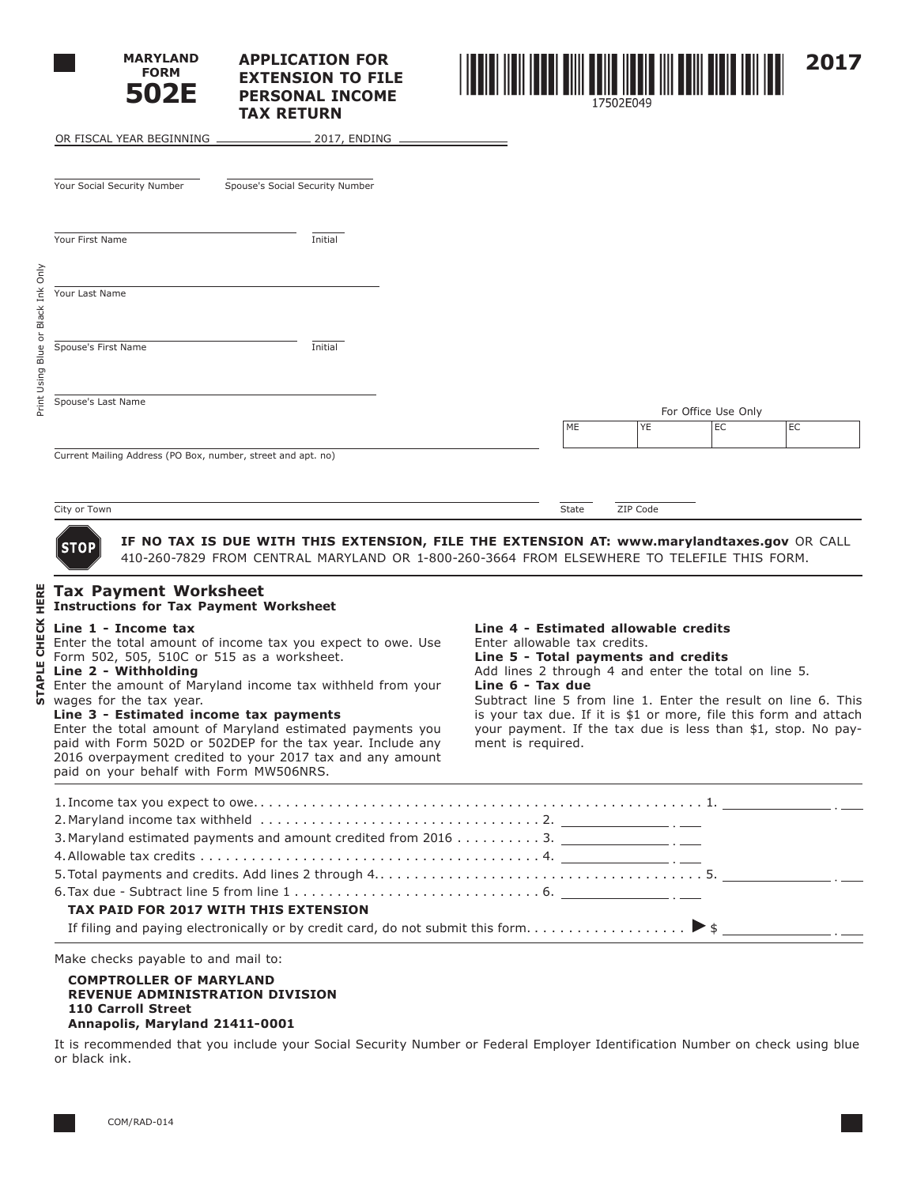**MARYLAND FORM 502E**

# APPLICATION FOR EXTENSION TO FILE PERSONAL INCOME TAX RETURN

17502E049

**2017**

OR FISCAL YEAR BEGINNING ____________ 2017, ENDING ____________

Your Social Security Number ____________ Spouse's Social Security Number ____________

Your First Name ____________ Initial ____

Your Last Name ____________

Spouse's First Name ____________ Initial ____

Spouse's Last Name ____________

For Office Use Only

| ME | YE | EC | EC |
|---|---|---|---|
| | | | |

Current Mailing Address (PO Box, number, street and apt. no) ____________

City or Town ____________ State ____ ZIP Code ____________

Print Using Blue or Black Ink Only

STOP **IF NO TAX IS DUE WITH THIS EXTENSION, FILE THE EXTENSION AT: www.marylandtaxes.gov** OR CALL 410-260-7829 FROM CENTRAL MARYLAND OR 1-800-260-3664 FROM ELSEWHERE TO TELEFILE THIS FORM.

STAPLE CHECK HERE

## Tax Payment Worksheet

**Instructions for Tax Payment Worksheet**

**Line 1 - Income tax**
Enter the total amount of income tax you expect to owe. Use Form 502, 505, 510C or 515 as a worksheet.

**Line 2 - Withholding**
Enter the amount of Maryland income tax withheld from your wages for the tax year.

**Line 3 - Estimated income tax payments**
Enter the total amount of Maryland estimated payments you paid with Form 502D or 502DEP for the tax year. Include any 2016 overpayment credited to your 2017 tax and any amount paid on your behalf with Form MW506NRS.

**Line 4 - Estimated allowable credits**
Enter allowable tax credits.

**Line 5 - Total payments and credits**
Add lines 2 through 4 and enter the total on line 5.

**Line 6 - Tax due**
Subtract line 5 from line 1. Enter the result on line 6. This is your tax due. If it is $1 or more, file this form and attach your payment. If the tax due is less than $1, stop. No payment is required.

1. Income tax you expect to owe. . . . . . . . . . . . . . . . . . . . . . . . . . . . . . . . . . . . . . . . . . . . . . . . . . . . . 1. ____________ . ___
2. Maryland income tax withheld . . . . . . . . . . . . . . . . . . . . . . . . . . . . . . . . . . . 2. ____________ . ___
3. Maryland estimated payments and amount credited from 2016 . . . . . . . . . . 3. ____________ . ___
4. Allowable tax credits . . . . . . . . . . . . . . . . . . . . . . . . . . . . . . . . . . . . . . . . 4. ____________ . ___
5. Total payments and credits. Add lines 2 through 4. . . . . . . . . . . . . . . . . . . . . . . . . . . . . . . . . . . . . . 5. ____________ . ___
6. Tax due - Subtract line 5 from line 1 . . . . . . . . . . . . . . . . . . . . . . . . . . . . . 6. ____________ . ___

**TAX PAID FOR 2017 WITH THIS EXTENSION**

If filing and paying electronically or by credit card, do not submit this form. . . . . . . . . . . . . . . . . . . ▶ $ ____________ . ___

Make checks payable to and mail to:

**COMPTROLLER OF MARYLAND**
**REVENUE ADMINISTRATION DIVISION**
**110 Carroll Street**
**Annapolis, Maryland 21411-0001**

It is recommended that you include your Social Security Number or Federal Employer Identification Number on check using blue or black ink.

COM/RAD-014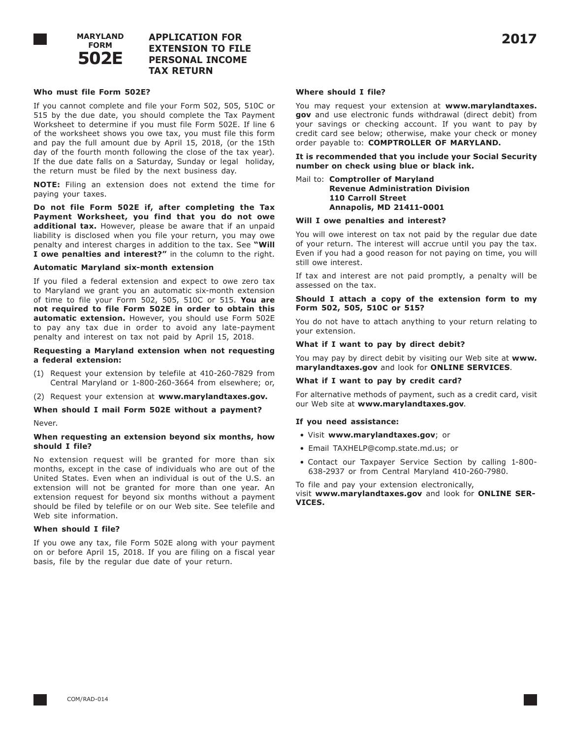# MARYLAND FORM 502E

## APPLICATION FOR EXTENSION TO FILE PERSONAL INCOME TAX RETURN

**2017**

### Who must file Form 502E?

If you cannot complete and file your Form 502, 505, 510C or 515 by the due date, you should complete the Tax Payment Worksheet to determine if you must file Form 502E. If line 6 of the worksheet shows you owe tax, you must file this form and pay the full amount due by April 15, 2018, (or the 15th day of the fourth month following the close of the tax year). If the due date falls on a Saturday, Sunday or legal holiday, the return must be filed by the next business day.

**NOTE:** Filing an extension does not extend the time for paying your taxes.

**Do not file Form 502E if, after completing the Tax Payment Worksheet, you find that you do not owe additional tax.** However, please be aware that if an unpaid liability is disclosed when you file your return, you may owe penalty and interest charges in addition to the tax. See **"Will I owe penalties and interest?"** in the column to the right.

### Automatic Maryland six-month extension

If you filed a federal extension and expect to owe zero tax to Maryland we grant you an automatic six-month extension of time to file your Form 502, 505, 510C or 515. **You are not required to file Form 502E in order to obtain this automatic extension.** However, you should use Form 502E to pay any tax due in order to avoid any late-payment penalty and interest on tax not paid by April 15, 2018.

### Requesting a Maryland extension when not requesting a federal extension:

(1) Request your extension by telefile at 410-260-7829 from Central Maryland or 1-800-260-3664 from elsewhere; or,

(2) Request your extension at **www.marylandtaxes.gov.**

### When should I mail Form 502E without a payment?

Never.

### When requesting an extension beyond six months, how should I file?

No extension request will be granted for more than six months, except in the case of individuals who are out of the United States. Even when an individual is out of the U.S. an extension will not be granted for more than one year. An extension request for beyond six months without a payment should be filed by telefile or on our Web site. See telefile and Web site information.

### When should I file?

If you owe any tax, file Form 502E along with your payment on or before April 15, 2018. If you are filing on a fiscal year basis, file by the regular due date of your return.

### Where should I file?

You may request your extension at **www.marylandtaxes.gov** and use electronic funds withdrawal (direct debit) from your savings or checking account. If you want to pay by credit card see below; otherwise, make your check or money order payable to: **COMPTROLLER OF MARYLAND.**

**It is recommended that you include your Social Security number on check using blue or black ink.**

Mail to: **Comptroller of Maryland**
**Revenue Administration Division**
**110 Carroll Street**
**Annapolis, MD 21411-0001**

### Will I owe penalties and interest?

You will owe interest on tax not paid by the regular due date of your return. The interest will accrue until you pay the tax. Even if you had a good reason for not paying on time, you will still owe interest.

If tax and interest are not paid promptly, a penalty will be assessed on the tax.

### Should I attach a copy of the extension form to my Form 502, 505, 510C or 515?

You do not have to attach anything to your return relating to your extension.

### What if I want to pay by direct debit?

You may pay by direct debit by visiting our Web site at **www.marylandtaxes.gov** and look for **ONLINE SERVICES**.

### What if I want to pay by credit card?

For alternative methods of payment, such as a credit card, visit our Web site at **www.marylandtaxes.gov**.

### If you need assistance:

- Visit **www.marylandtaxes.gov**; or
- Email TAXHELP@comp.state.md.us; or
- Contact our Taxpayer Service Section by calling 1-800-638-2937 or from Central Maryland 410-260-7980.

To file and pay your extension electronically, visit **www.marylandtaxes.gov** and look for **ONLINE SERVICES.**

COM/RAD-014